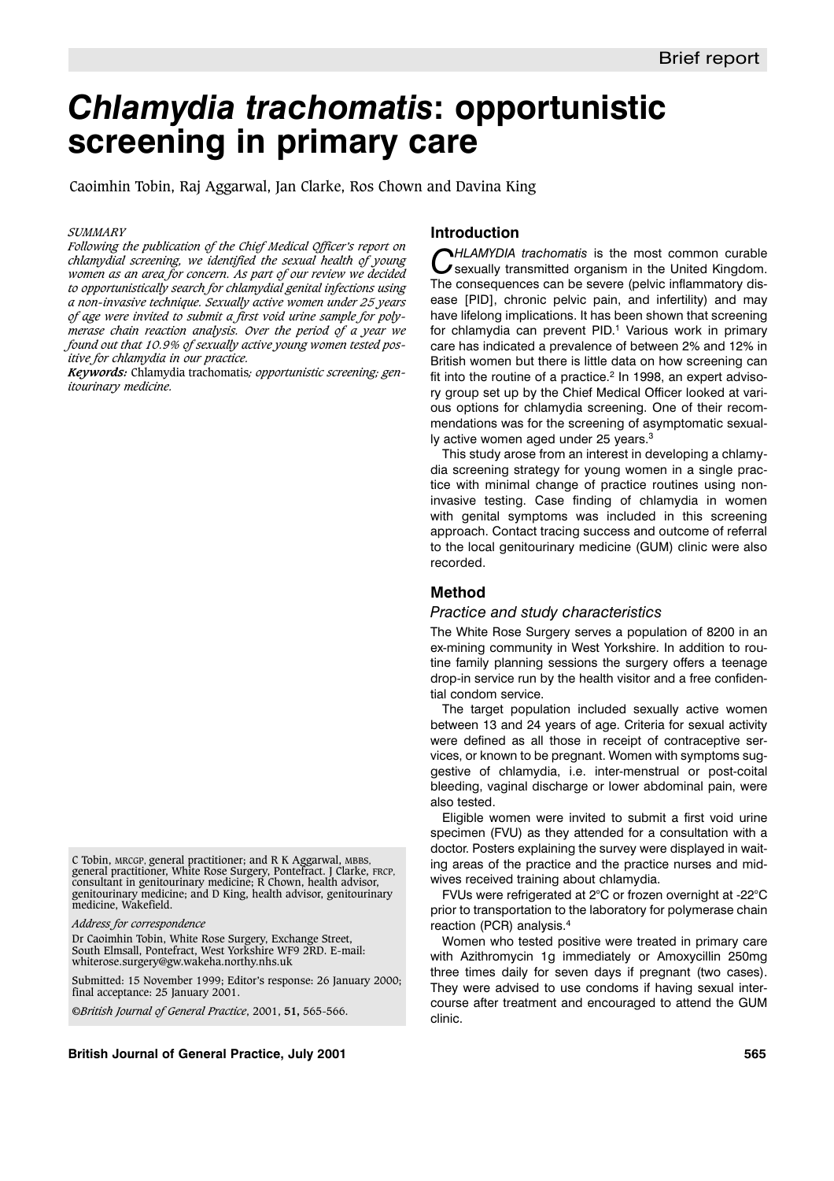Brief report

# *Chlamydia trachomatis*: opportunistic screening in primary care

Caoimhin Tobin, Raj Aggarwal, Jan Clarke, Ros Chown and Davina King

*SUMMARY*

*Following the publication of the Chief Medical Officer's report on chlamydial screening, we identified the sexual health of young women as an area for concern. As part of our review we decided to opportunistically search for chlamydial genital infections using a non-invasive technique. Sexually active women under 25 years of age were invited to submit a first void urine sample for polymerase chain reaction analysis. Over the period of a year we found out that 10.9% of sexually active young women tested positive for chlamydia in our practice.*

***Keywords:*** Chlamydia trachomatis*; opportunistic screening; genitourinary medicine.*

C Tobin, MRCGP, general practitioner; and R K Aggarwal, MBBS, general practitioner, White Rose Surgery, Pontefract. J Clarke, FRCP, consultant in genitourinary medicine; R Chown, health advisor, genitourinary medicine; and D King, health advisor, genitourinary medicine, Wakefield.

*Address for correspondence*

Dr Caoimhin Tobin, White Rose Surgery, Exchange Street, South Elmsall, Pontefract, West Yorkshire WF9 2RD. E-mail: whiterose.surgery@gw.wakeha.northy.nhs.uk

Submitted: 15 November 1999; Editor's response: 26 January 2000; final acceptance: 25 January 2001.

©*British Journal of General Practice*, 2001, **51**, 565-566.

## Introduction

*CHLAMYDIA trachomatis* is the most common curable sexually transmitted organism in the United Kingdom. The consequences can be severe (pelvic inflammatory disease [PID], chronic pelvic pain, and infertility) and may have lifelong implications. It has been shown that screening for chlamydia can prevent PID.[1] Various work in primary care has indicated a prevalence of between 2% and 12% in British women but there is little data on how screening can fit into the routine of a practice.[2] In 1998, an expert advisory group set up by the Chief Medical Officer looked at various options for chlamydia screening. One of their recommendations was for the screening of asymptomatic sexually active women aged under 25 years.[3]

This study arose from an interest in developing a chlamydia screening strategy for young women in a single practice with minimal change of practice routines using non-invasive testing. Case finding of chlamydia in women with genital symptoms was included in this screening approach. Contact tracing success and outcome of referral to the local genitourinary medicine (GUM) clinic were also recorded.

## Method

### *Practice and study characteristics*

The White Rose Surgery serves a population of 8200 in an ex-mining community in West Yorkshire. In addition to routine family planning sessions the surgery offers a teenage drop-in service run by the health visitor and a free confidential condom service.

The target population included sexually active women between 13 and 24 years of age. Criteria for sexual activity were defined as all those in receipt of contraceptive services, or known to be pregnant. Women with symptoms suggestive of chlamydia, i.e. inter-menstrual or post-coital bleeding, vaginal discharge or lower abdominal pain, were also tested.

Eligible women were invited to submit a first void urine specimen (FVU) as they attended for a consultation with a doctor. Posters explaining the survey were displayed in waiting areas of the practice and the practice nurses and midwives received training about chlamydia.

FVUs were refrigerated at 2°C or frozen overnight at -22°C prior to transportation to the laboratory for polymerase chain reaction (PCR) analysis.[4]

Women who tested positive were treated in primary care with Azithromycin 1g immediately or Amoxycillin 250mg three times daily for seven days if pregnant (two cases). They were advised to use condoms if having sexual intercourse after treatment and encouraged to attend the GUM clinic.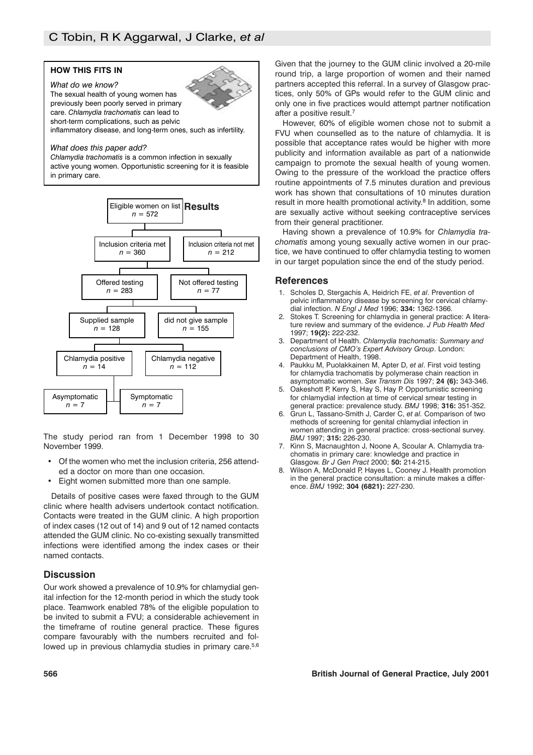## HOW THIS FITS IN

*What do we know?*

The sexual health of young women has previously been poorly served in primary care. *Chlamydia trachomatis* can lead to short-term complications, such as pelvic inflammatory disease, and long-term ones, such as infertility.

*What does this paper add?*

*Chlamydia trachomatis* is a common infection in sexually active young women. Opportunistic screening for it is feasible in primary care.

## Results

Eligible women on list
$n$ = 572

Inclusion criteria met
$n$ = 360

Inclusion criteria not met
$n$ = 212

Offered testing
$n$ = 283

Not offered testing
$n$ = 77

Supplied sample
$n$ = 128

did not give sample
$n$ = 155

Chlamydia positive
$n$ = 14

Chlamydia negative
$n$ = 112

Asymptomatic
$n$ = 7

Symptomatic
$n$ = 7

The study period ran from 1 December 1998 to 30 November 1999.

- Of the women who met the inclusion criteria, 256 attended a doctor on more than one occasion.
- Eight women submitted more than one sample.

Details of positive cases were faxed through to the GUM clinic where health advisers undertook contact notification. Contacts were treated in the GUM clinic. A high proportion of index cases (12 out of 14) and 9 out of 12 named contacts attended the GUM clinic. No co-existing sexually transmitted infections were identified among the index cases or their named contacts.

## Discussion

Our work showed a prevalence of 10.9% for chlamydial genital infection for the 12-month period in which the study took place. Teamwork enabled 78% of the eligible population to be invited to submit a FVU; a considerable achievement in the timeframe of routine general practice. These figures compare favourably with the numbers recruited and followed up in previous chlamydia studies in primary care.[5,6] Given that the journey to the GUM clinic involved a 20-mile round trip, a large proportion of women and their named partners accepted this referral. In a survey of Glasgow practices, only 50% of GPs would refer to the GUM clinic and only one in five practices would attempt partner notification after a positive result.[7]

However, 60% of eligible women chose not to submit a FVU when counselled as to the nature of chlamydia. It is possible that acceptance rates would be higher with more publicity and information available as part of a nationwide campaign to promote the sexual health of young women. Owing to the pressure of the workload the practice offers routine appointments of 7.5 minutes duration and previous work has shown that consultations of 10 minutes duration result in more health promotional activity.[8] In addition, some are sexually active without seeking contraceptive services from their general practitioner.

Having shown a prevalence of 10.9% for *Chlamydia trachomatis* among young sexually active women in our practice, we have continued to offer chlamydia testing to women in our target population since the end of the study period.

## References

1. Scholes D, Stergachis A, Heidrich FE, *et al*. Prevention of pelvic inflammatory disease by screening for cervical chlamydial infection. *N Engl J Med* 1996; **334:** 1362-1366.
2. Stokes T. Screening for chlamydia in general practice: A literature review and summary of the evidence. *J Pub Health Med* 1997; **19(2):** 222-232.
3. Department of Health. *Chlamydia trachomatis: Summary and conclusions of CMO's Expert Advisory Group*. London: Department of Health, 1998.
4. Paukku M, Puolakkainen M, Apter D, *et al*. First void testing for chlamydia trachomatis by polymerase chain reaction in asymptomatic women. *Sex Transm Dis* 1997; **24 (6):** 343-346.
5. Oakeshott P, Kerry S, Hay S, Hay P. Opportunistic screening for chlamydial infection at time of cervical smear testing in general practice: prevalence study. *BMJ* 1998; **316:** 351-352.
6. Grun L, Tassano-Smith J, Carder C, *et al*. Comparison of two methods of screening for genital chlamydial infection in women attending in general practice: cross-sectional survey. *BMJ* 1997; **315:** 226-230.
7. Kinn S, Macnaughton J, Noone A, Scoular A. Chlamydia trachomatis in primary care: knowledge and practice in Glasgow. *Br J Gen Pract* 2000; **50:** 214-215.
8. Wilson A, McDonald P, Hayes L, Cooney J. Health promotion in the general practice consultation: a minute makes a difference. *BMJ* 1992; **304 (6821):** 227-230.